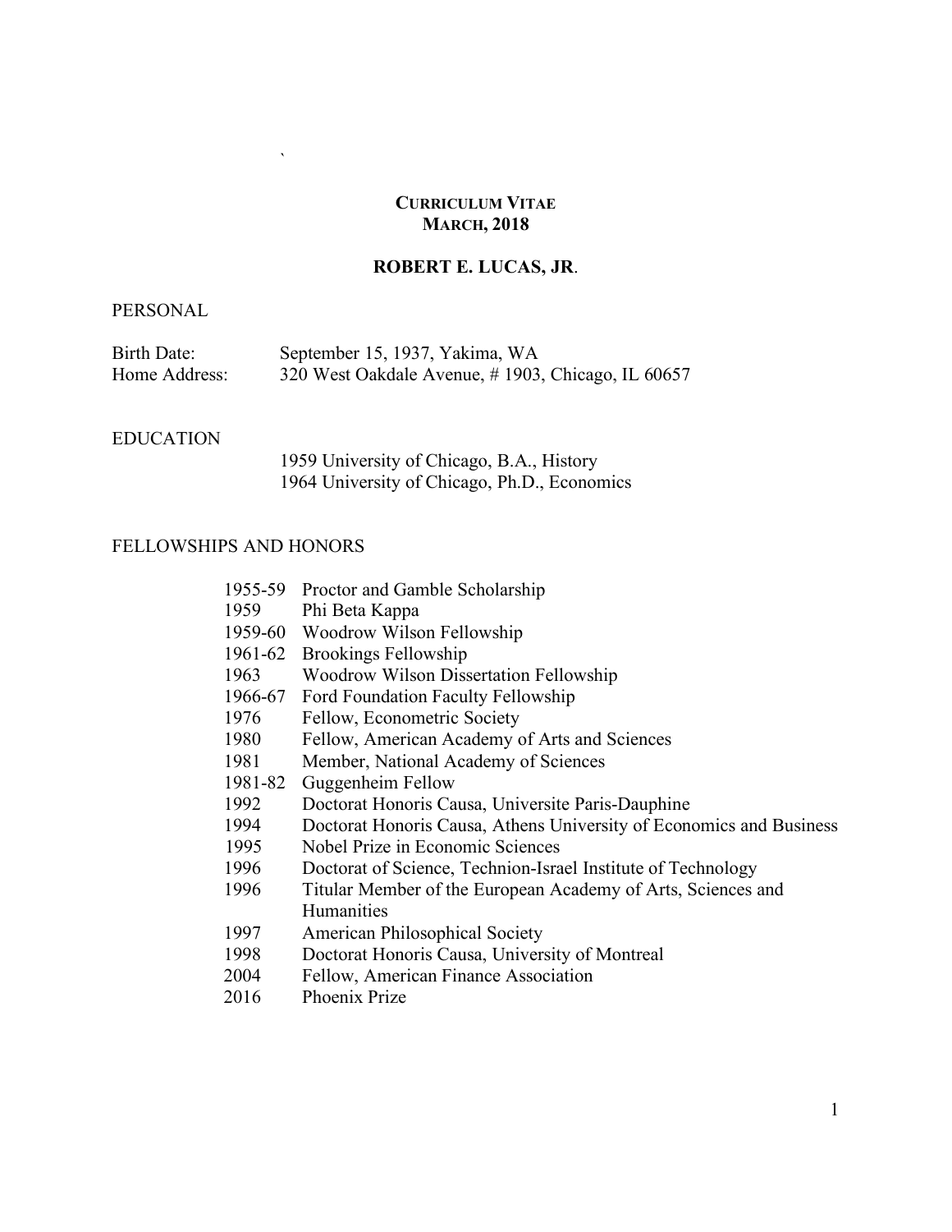`

# CURRICULUM VITAE
## MARCH, 2018

## ROBERT E. LUCAS, JR.

PERSONAL

Birth Date: September 15, 1937, Yakima, WA
Home Address: 320 West Oakdale Avenue, # 1903, Chicago, IL 60657

EDUCATION

1959 University of Chicago, B.A., History
1964 University of Chicago, Ph.D., Economics

FELLOWSHIPS AND HONORS

| | |
|---|---|
| 1955-59 | Proctor and Gamble Scholarship |
| 1959 | Phi Beta Kappa |
| 1959-60 | Woodrow Wilson Fellowship |
| 1961-62 | Brookings Fellowship |
| 1963 | Woodrow Wilson Dissertation Fellowship |
| 1966-67 | Ford Foundation Faculty Fellowship |
| 1976 | Fellow, Econometric Society |
| 1980 | Fellow, American Academy of Arts and Sciences |
| 1981 | Member, National Academy of Sciences |
| 1981-82 | Guggenheim Fellow |
| 1992 | Doctorat Honoris Causa, Universite Paris-Dauphine |
| 1994 | Doctorat Honoris Causa, Athens University of Economics and Business |
| 1995 | Nobel Prize in Economic Sciences |
| 1996 | Doctorat of Science, Technion-Israel Institute of Technology |
| 1996 | Titular Member of the European Academy of Arts, Sciences and Humanities |
| 1997 | American Philosophical Society |
| 1998 | Doctorat Honoris Causa, University of Montreal |
| 2004 | Fellow, American Finance Association |
| 2016 | Phoenix Prize |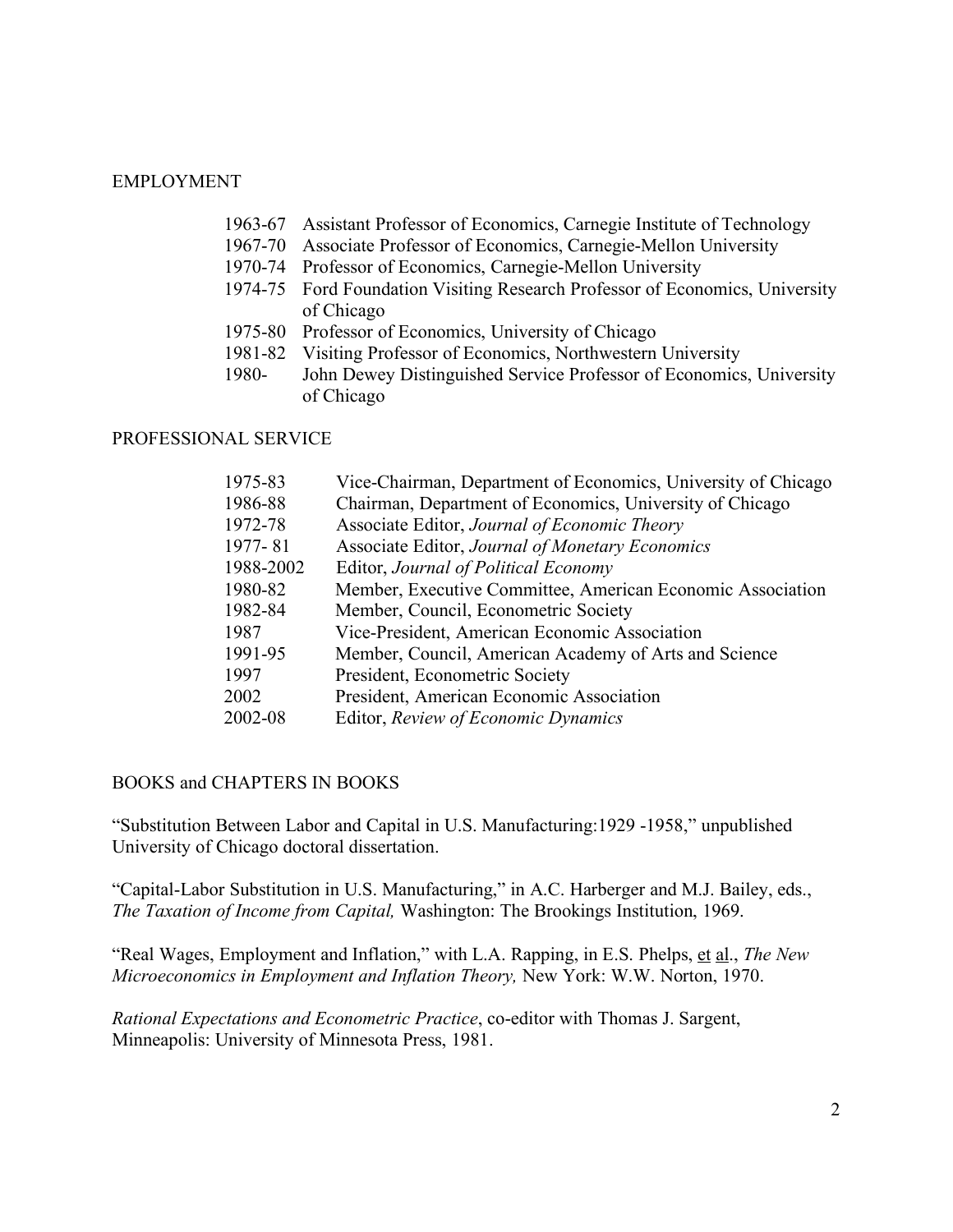## EMPLOYMENT

- 1963-67 Assistant Professor of Economics, Carnegie Institute of Technology
- 1967-70 Associate Professor of Economics, Carnegie-Mellon University
- 1970-74 Professor of Economics, Carnegie-Mellon University
- 1974-75 Ford Foundation Visiting Research Professor of Economics, University of Chicago
- 1975-80 Professor of Economics, University of Chicago
- 1981-82 Visiting Professor of Economics, Northwestern University
- 1980- John Dewey Distinguished Service Professor of Economics, University of Chicago

## PROFESSIONAL SERVICE

- 1975-83 Vice-Chairman, Department of Economics, University of Chicago
- 1986-88 Chairman, Department of Economics, University of Chicago
- 1972-78 Associate Editor, *Journal of Economic Theory*
- 1977- 81 Associate Editor, *Journal of Monetary Economics*
- 1988-2002 Editor, *Journal of Political Economy*
- 1980-82 Member, Executive Committee, American Economic Association
- 1982-84 Member, Council, Econometric Society
- 1987 Vice-President, American Economic Association
- 1991-95 Member, Council, American Academy of Arts and Science
- 1997 President, Econometric Society
- 2002 President, American Economic Association
- 2002-08 Editor, *Review of Economic Dynamics*

## BOOKS and CHAPTERS IN BOOKS

"Substitution Between Labor and Capital in U.S. Manufacturing:1929 -1958," unpublished University of Chicago doctoral dissertation.

"Capital-Labor Substitution in U.S. Manufacturing," in A.C. Harberger and M.J. Bailey, eds., *The Taxation of Income from Capital,* Washington: The Brookings Institution, 1969.

"Real Wages, Employment and Inflation," with L.A. Rapping, in E.S. Phelps, et al., *The New Microeconomics in Employment and Inflation Theory,* New York: W.W. Norton, 1970.

*Rational Expectations and Econometric Practice*, co-editor with Thomas J. Sargent, Minneapolis: University of Minnesota Press, 1981.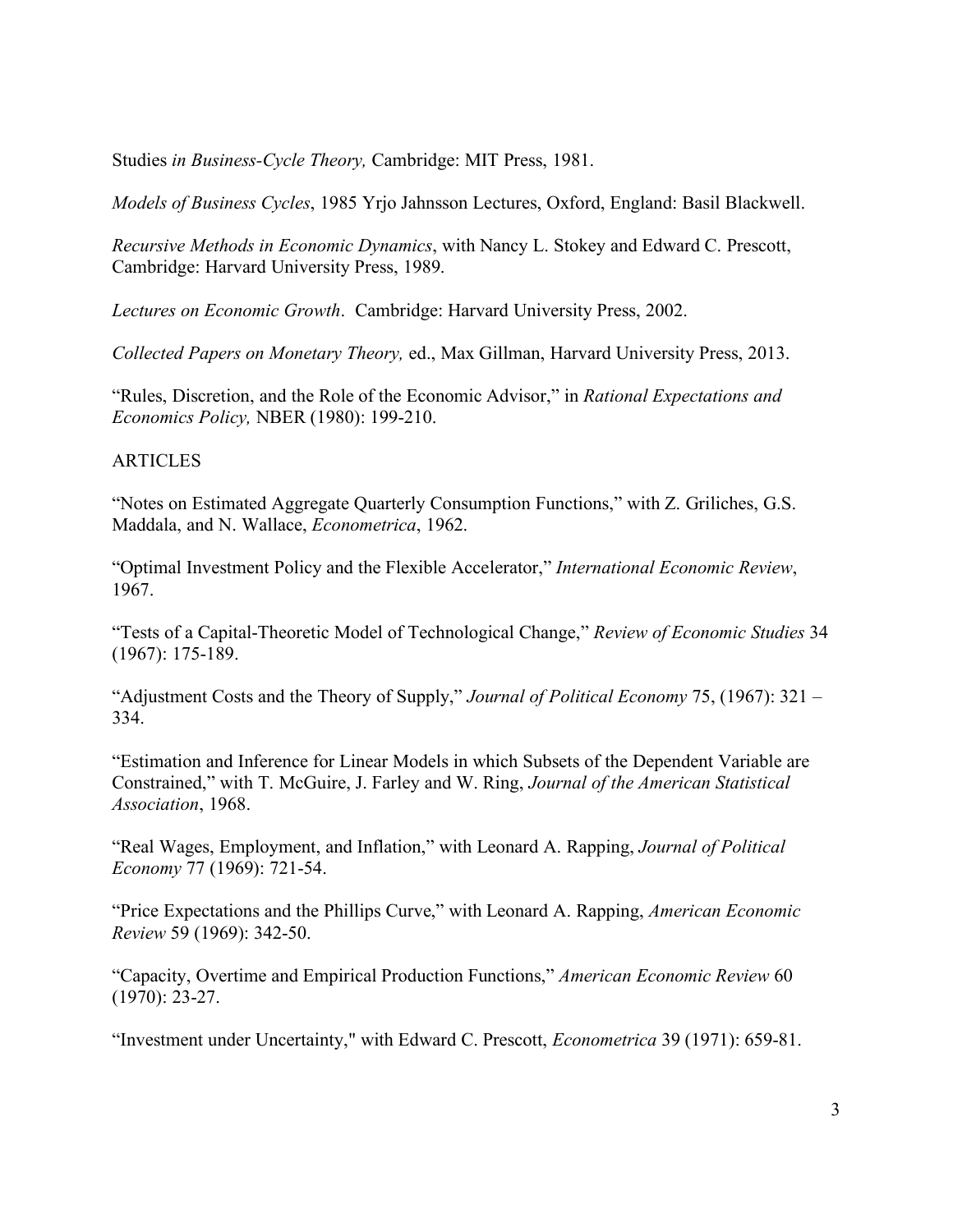Studies *in Business-Cycle Theory,* Cambridge: MIT Press, 1981.

*Models of Business Cycles*, 1985 Yrjo Jahnsson Lectures, Oxford, England: Basil Blackwell.

*Recursive Methods in Economic Dynamics*, with Nancy L. Stokey and Edward C. Prescott, Cambridge: Harvard University Press, 1989.

*Lectures on Economic Growth*. Cambridge: Harvard University Press, 2002.

*Collected Papers on Monetary Theory,* ed., Max Gillman, Harvard University Press, 2013.

"Rules, Discretion, and the Role of the Economic Advisor," in *Rational Expectations and Economics Policy,* NBER (1980): 199-210.

ARTICLES

"Notes on Estimated Aggregate Quarterly Consumption Functions," with Z. Griliches, G.S. Maddala, and N. Wallace, *Econometrica*, 1962.

"Optimal Investment Policy and the Flexible Accelerator," *International Economic Review*, 1967.

"Tests of a Capital-Theoretic Model of Technological Change," *Review of Economic Studies* 34 (1967): 175-189.

"Adjustment Costs and the Theory of Supply," *Journal of Political Economy* 75, (1967): 321 – 334.

"Estimation and Inference for Linear Models in which Subsets of the Dependent Variable are Constrained," with T. McGuire, J. Farley and W. Ring, *Journal of the American Statistical Association*, 1968.

"Real Wages, Employment, and Inflation," with Leonard A. Rapping, *Journal of Political Economy* 77 (1969): 721-54.

"Price Expectations and the Phillips Curve," with Leonard A. Rapping, *American Economic Review* 59 (1969): 342-50.

"Capacity, Overtime and Empirical Production Functions," *American Economic Review* 60 (1970): 23-27.

"Investment under Uncertainty," with Edward C. Prescott, *Econometrica* 39 (1971): 659-81.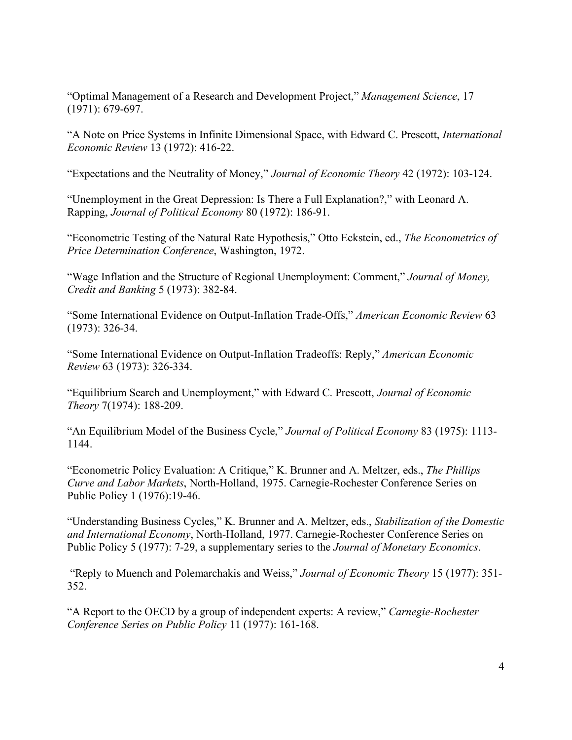"Optimal Management of a Research and Development Project," *Management Science*, 17 (1971): 679-697.

"A Note on Price Systems in Infinite Dimensional Space, with Edward C. Prescott, *International Economic Review* 13 (1972): 416-22.

"Expectations and the Neutrality of Money," *Journal of Economic Theory* 42 (1972): 103-124.

"Unemployment in the Great Depression: Is There a Full Explanation?," with Leonard A. Rapping, *Journal of Political Economy* 80 (1972): 186-91.

"Econometric Testing of the Natural Rate Hypothesis," Otto Eckstein, ed., *The Econometrics of Price Determination Conference*, Washington, 1972.

"Wage Inflation and the Structure of Regional Unemployment: Comment," *Journal of Money, Credit and Banking* 5 (1973): 382-84.

"Some International Evidence on Output-Inflation Trade-Offs," *American Economic Review* 63 (1973): 326-34.

"Some International Evidence on Output-Inflation Tradeoffs: Reply," *American Economic Review* 63 (1973): 326-334.

"Equilibrium Search and Unemployment," with Edward C. Prescott, *Journal of Economic Theory* 7(1974): 188-209.

"An Equilibrium Model of the Business Cycle," *Journal of Political Economy* 83 (1975): 1113-1144.

"Econometric Policy Evaluation: A Critique," K. Brunner and A. Meltzer, eds., *The Phillips Curve and Labor Markets*, North-Holland, 1975. Carnegie-Rochester Conference Series on Public Policy 1 (1976):19-46.

"Understanding Business Cycles," K. Brunner and A. Meltzer, eds., *Stabilization of the Domestic and International Economy*, North-Holland, 1977. Carnegie-Rochester Conference Series on Public Policy 5 (1977): 7-29, a supplementary series to the *Journal of Monetary Economics*.

"Reply to Muench and Polemarchakis and Weiss," *Journal of Economic Theory* 15 (1977): 351-352.

"A Report to the OECD by a group of independent experts: A review," *Carnegie-Rochester Conference Series on Public Policy* 11 (1977): 161-168.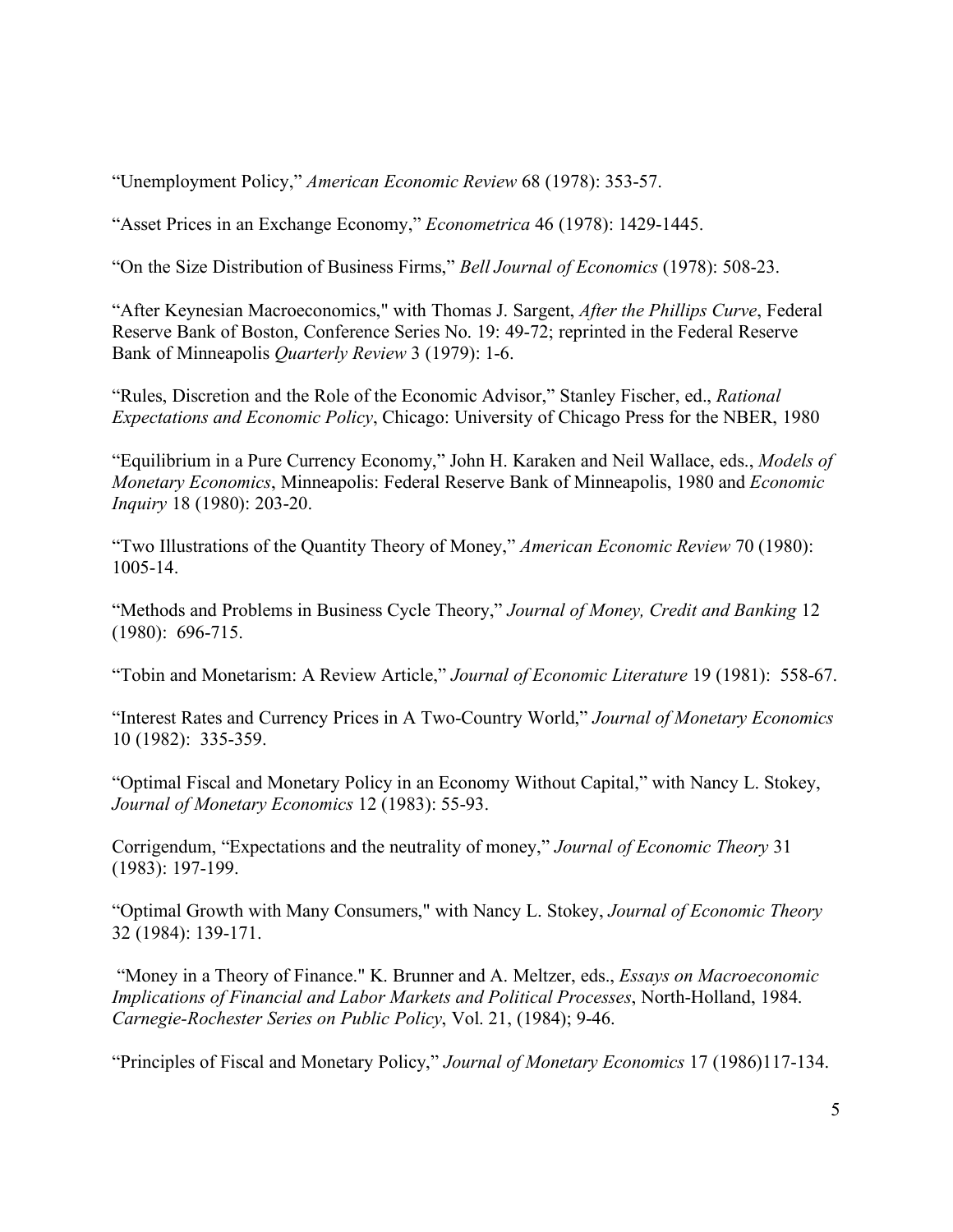"Unemployment Policy," *American Economic Review* 68 (1978): 353-57.

"Asset Prices in an Exchange Economy," *Econometrica* 46 (1978): 1429-1445.

"On the Size Distribution of Business Firms," *Bell Journal of Economics* (1978): 508-23.

"After Keynesian Macroeconomics," with Thomas J. Sargent, *After the Phillips Curve*, Federal Reserve Bank of Boston, Conference Series No. 19: 49-72; reprinted in the Federal Reserve Bank of Minneapolis *Quarterly Review* 3 (1979): 1-6.

"Rules, Discretion and the Role of the Economic Advisor," Stanley Fischer, ed., *Rational Expectations and Economic Policy*, Chicago: University of Chicago Press for the NBER, 1980

"Equilibrium in a Pure Currency Economy," John H. Karaken and Neil Wallace, eds., *Models of Monetary Economics*, Minneapolis: Federal Reserve Bank of Minneapolis, 1980 and *Economic Inquiry* 18 (1980): 203-20.

"Two Illustrations of the Quantity Theory of Money," *American Economic Review* 70 (1980): 1005-14.

"Methods and Problems in Business Cycle Theory," *Journal of Money, Credit and Banking* 12 (1980): 696-715.

"Tobin and Monetarism: A Review Article," *Journal of Economic Literature* 19 (1981): 558-67.

"Interest Rates and Currency Prices in A Two-Country World," *Journal of Monetary Economics* 10 (1982): 335-359.

"Optimal Fiscal and Monetary Policy in an Economy Without Capital," with Nancy L. Stokey, *Journal of Monetary Economics* 12 (1983): 55-93.

Corrigendum, "Expectations and the neutrality of money," *Journal of Economic Theory* 31 (1983): 197-199.

"Optimal Growth with Many Consumers," with Nancy L. Stokey, *Journal of Economic Theory* 32 (1984): 139-171.

"Money in a Theory of Finance." K. Brunner and A. Meltzer, eds., *Essays on Macroeconomic Implications of Financial and Labor Markets and Political Processes*, North-Holland, 1984. *Carnegie-Rochester Series on Public Policy*, Vol. 21, (1984); 9-46.

"Principles of Fiscal and Monetary Policy," *Journal of Monetary Economics* 17 (1986)117-134.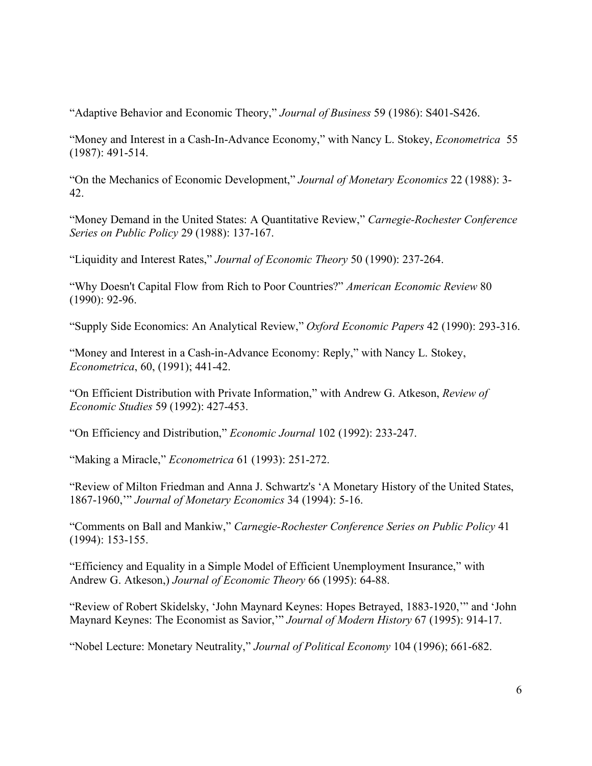"Adaptive Behavior and Economic Theory," *Journal of Business* 59 (1986): S401-S426.

"Money and Interest in a Cash-In-Advance Economy," with Nancy L. Stokey, *Econometrica* 55 (1987): 491-514.

"On the Mechanics of Economic Development," *Journal of Monetary Economics* 22 (1988): 3-42.

"Money Demand in the United States: A Quantitative Review," *Carnegie-Rochester Conference Series on Public Policy* 29 (1988): 137-167.

"Liquidity and Interest Rates," *Journal of Economic Theory* 50 (1990): 237-264.

"Why Doesn't Capital Flow from Rich to Poor Countries?" *American Economic Review* 80 (1990): 92-96.

"Supply Side Economics: An Analytical Review," *Oxford Economic Papers* 42 (1990): 293-316.

"Money and Interest in a Cash-in-Advance Economy: Reply," with Nancy L. Stokey, *Econometrica*, 60, (1991); 441-42.

"On Efficient Distribution with Private Information," with Andrew G. Atkeson, *Review of Economic Studies* 59 (1992): 427-453.

"On Efficiency and Distribution," *Economic Journal* 102 (1992): 233-247.

"Making a Miracle," *Econometrica* 61 (1993): 251-272.

"Review of Milton Friedman and Anna J. Schwartz's 'A Monetary History of the United States, 1867-1960,'" *Journal of Monetary Economics* 34 (1994): 5-16.

"Comments on Ball and Mankiw," *Carnegie-Rochester Conference Series on Public Policy* 41 (1994): 153-155.

"Efficiency and Equality in a Simple Model of Efficient Unemployment Insurance," with Andrew G. Atkeson,) *Journal of Economic Theory* 66 (1995): 64-88.

"Review of Robert Skidelsky, 'John Maynard Keynes: Hopes Betrayed, 1883-1920,'" and 'John Maynard Keynes: The Economist as Savior,'" *Journal of Modern History* 67 (1995): 914-17.

"Nobel Lecture: Monetary Neutrality," *Journal of Political Economy* 104 (1996); 661-682.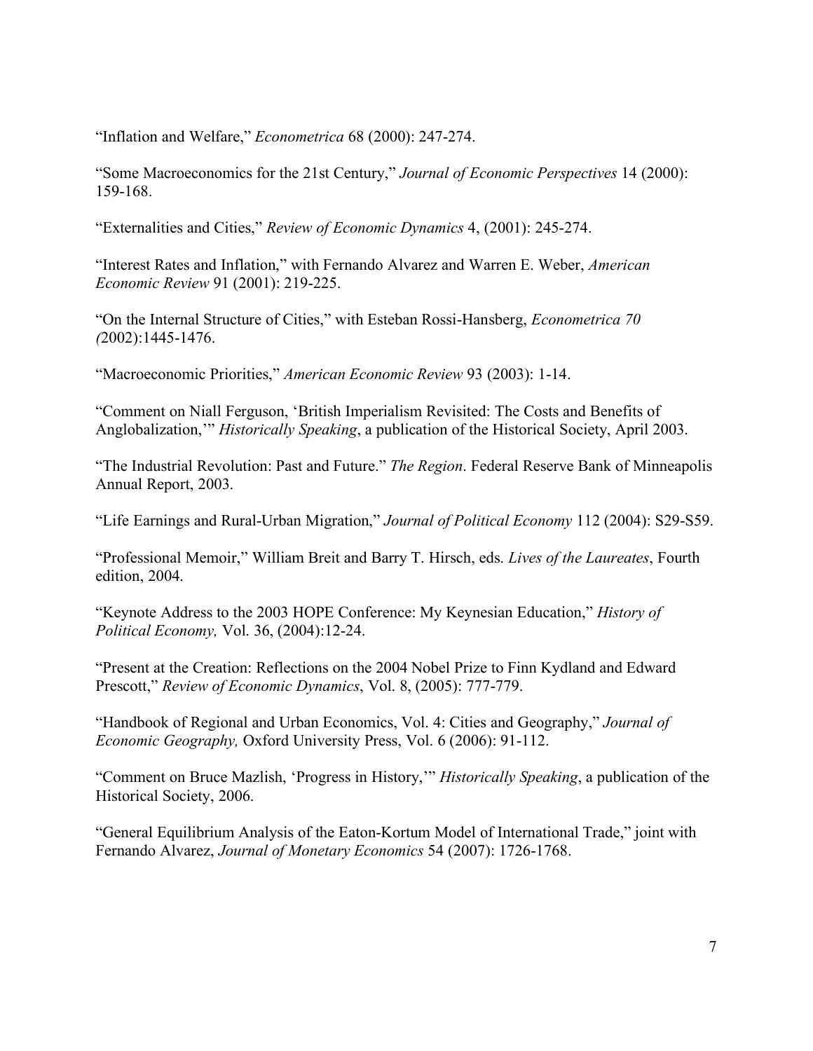"Inflation and Welfare," *Econometrica* 68 (2000): 247-274.

"Some Macroeconomics for the 21st Century," *Journal of Economic Perspectives* 14 (2000): 159-168.

"Externalities and Cities," *Review of Economic Dynamics* 4, (2001): 245-274.

"Interest Rates and Inflation," with Fernando Alvarez and Warren E. Weber, *American Economic Review* 91 (2001): 219-225.

"On the Internal Structure of Cities," with Esteban Rossi-Hansberg, *Econometrica 70 (*2002):1445-1476.

"Macroeconomic Priorities," *American Economic Review* 93 (2003): 1-14.

"Comment on Niall Ferguson, 'British Imperialism Revisited: The Costs and Benefits of Anglobalization,'" *Historically Speaking*, a publication of the Historical Society, April 2003.

"The Industrial Revolution: Past and Future." *The Region*. Federal Reserve Bank of Minneapolis Annual Report, 2003.

"Life Earnings and Rural-Urban Migration," *Journal of Political Economy* 112 (2004): S29-S59.

"Professional Memoir," William Breit and Barry T. Hirsch, eds. *Lives of the Laureates*, Fourth edition, 2004.

"Keynote Address to the 2003 HOPE Conference: My Keynesian Education," *History of Political Economy,* Vol. 36, (2004):12-24.

"Present at the Creation: Reflections on the 2004 Nobel Prize to Finn Kydland and Edward Prescott," *Review of Economic Dynamics*, Vol. 8, (2005): 777-779.

"Handbook of Regional and Urban Economics, Vol. 4: Cities and Geography," *Journal of Economic Geography,* Oxford University Press, Vol. 6 (2006): 91-112.

"Comment on Bruce Mazlish, 'Progress in History,'" *Historically Speaking*, a publication of the Historical Society, 2006.

"General Equilibrium Analysis of the Eaton-Kortum Model of International Trade," joint with Fernando Alvarez, *Journal of Monetary Economics* 54 (2007): 1726-1768.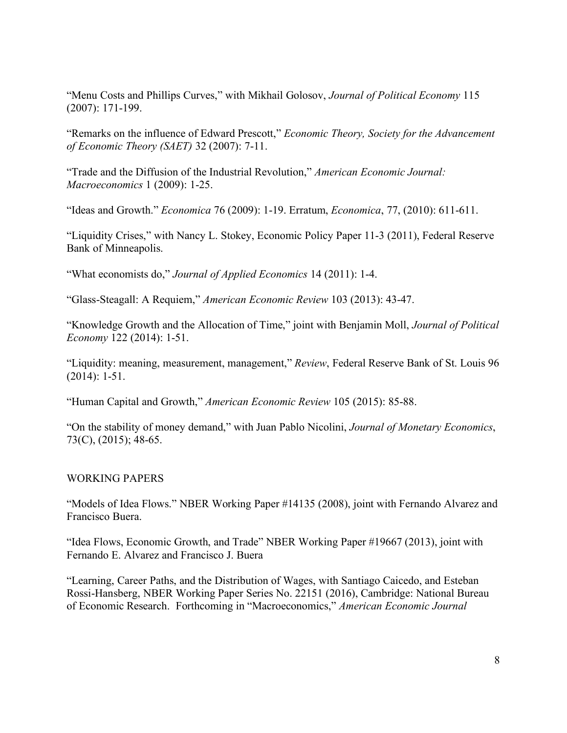"Menu Costs and Phillips Curves," with Mikhail Golosov, *Journal of Political Economy* 115 (2007): 171-199.

"Remarks on the influence of Edward Prescott," *Economic Theory, Society for the Advancement of Economic Theory (SAET)* 32 (2007): 7-11.

"Trade and the Diffusion of the Industrial Revolution," *American Economic Journal: Macroeconomics* 1 (2009): 1-25.

"Ideas and Growth." *Economica* 76 (2009): 1-19. Erratum, *Economica*, 77, (2010): 611-611.

"Liquidity Crises," with Nancy L. Stokey, Economic Policy Paper 11-3 (2011), Federal Reserve Bank of Minneapolis.

"What economists do," *Journal of Applied Economics* 14 (2011): 1-4.

"Glass-Steagall: A Requiem," *American Economic Review* 103 (2013): 43-47.

"Knowledge Growth and the Allocation of Time," joint with Benjamin Moll, *Journal of Political Economy* 122 (2014): 1-51.

"Liquidity: meaning, measurement, management," *Review*, Federal Reserve Bank of St. Louis 96 (2014): 1-51.

"Human Capital and Growth," *American Economic Review* 105 (2015): 85-88.

"On the stability of money demand," with Juan Pablo Nicolini, *Journal of Monetary Economics*, 73(C), (2015); 48-65.

WORKING PAPERS

"Models of Idea Flows." NBER Working Paper #14135 (2008), joint with Fernando Alvarez and Francisco Buera.

"Idea Flows, Economic Growth, and Trade" NBER Working Paper #19667 (2013), joint with Fernando E. Alvarez and Francisco J. Buera

"Learning, Career Paths, and the Distribution of Wages, with Santiago Caicedo, and Esteban Rossi-Hansberg, NBER Working Paper Series No. 22151 (2016), Cambridge: National Bureau of Economic Research. Forthcoming in "Macroeconomics," *American Economic Journal*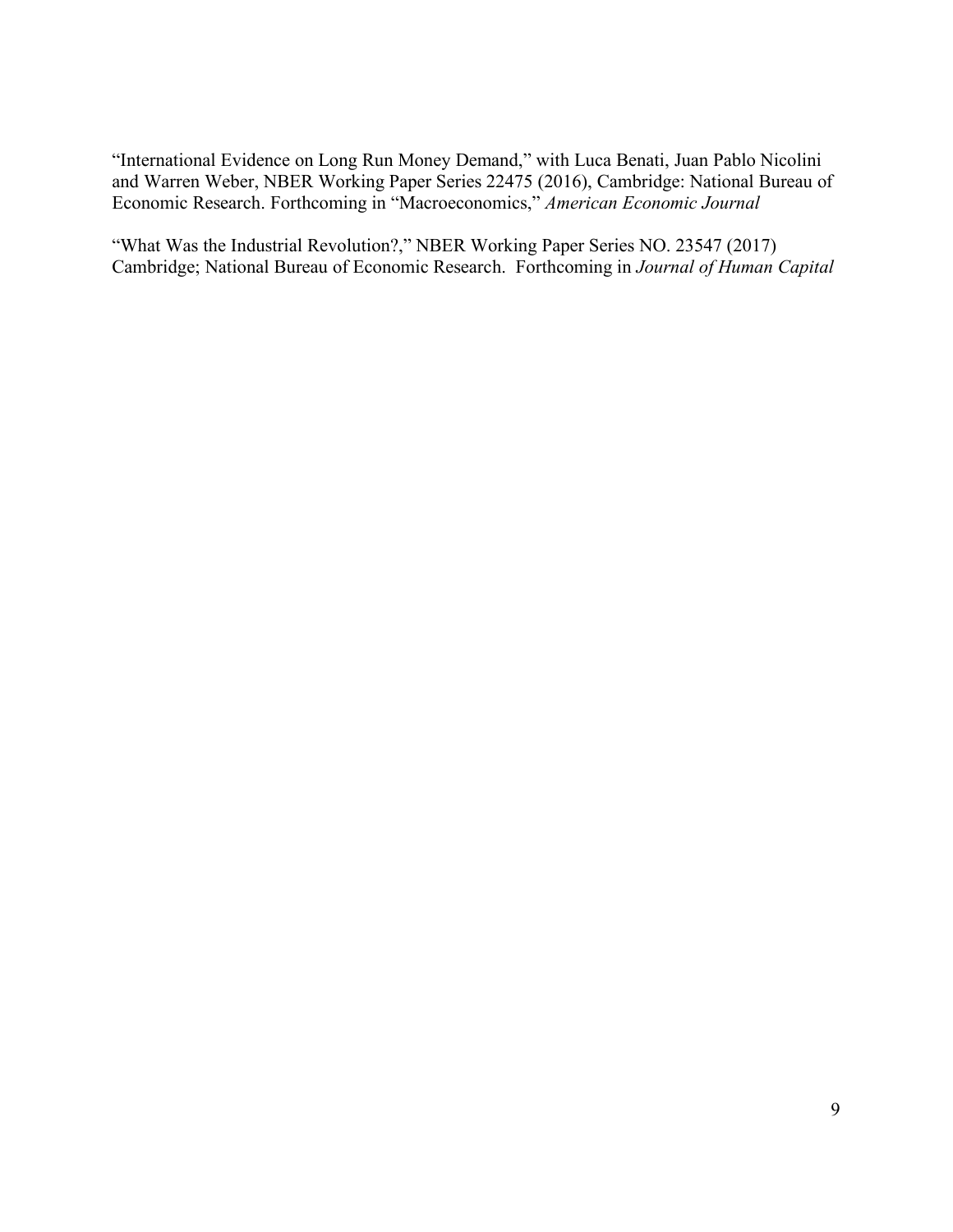"International Evidence on Long Run Money Demand," with Luca Benati, Juan Pablo Nicolini and Warren Weber, NBER Working Paper Series 22475 (2016), Cambridge: National Bureau of Economic Research. Forthcoming in "Macroeconomics," *American Economic Journal*

"What Was the Industrial Revolution?," NBER Working Paper Series NO. 23547 (2017) Cambridge; National Bureau of Economic Research. Forthcoming in *Journal of Human Capital*